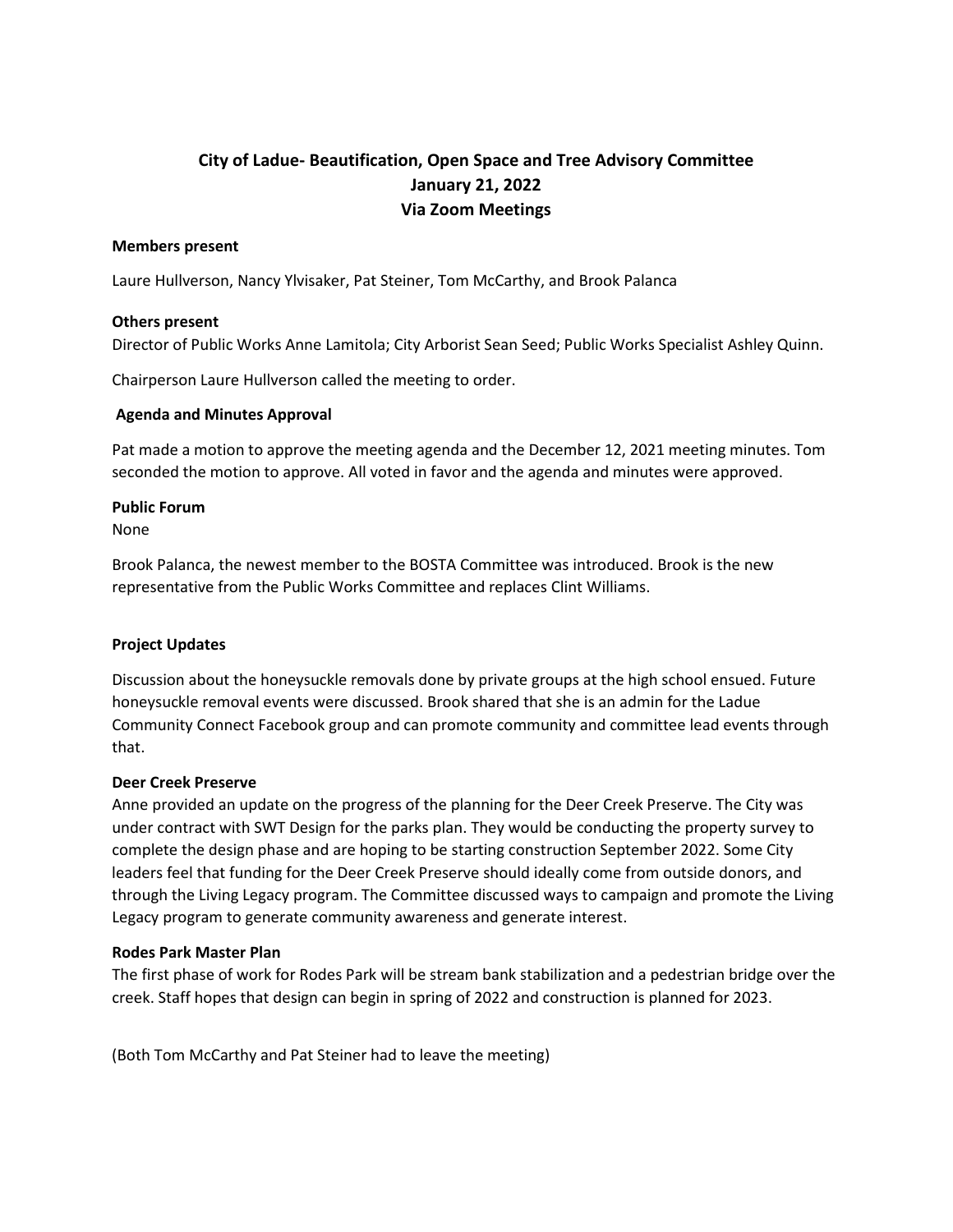# City of Ladue- Beautification, Open Space and Tree Advisory Committee
## January 21, 2022
## Via Zoom Meetings

**Members present**

Laure Hullverson, Nancy Ylvisaker, Pat Steiner, Tom McCarthy, and Brook Palanca

**Others present**

Director of Public Works Anne Lamitola; City Arborist Sean Seed; Public Works Specialist Ashley Quinn.

Chairperson Laure Hullverson called the meeting to order.

**Agenda and Minutes Approval**

Pat made a motion to approve the meeting agenda and the December 12, 2021 meeting minutes. Tom seconded the motion to approve. All voted in favor and the agenda and minutes were approved.

**Public Forum**

None

Brook Palanca, the newest member to the BOSTA Committee was introduced. Brook is the new representative from the Public Works Committee and replaces Clint Williams.

**Project Updates**

Discussion about the honeysuckle removals done by private groups at the high school ensued. Future honeysuckle removal events were discussed. Brook shared that she is an admin for the Ladue Community Connect Facebook group and can promote community and committee lead events through that.

**Deer Creek Preserve**

Anne provided an update on the progress of the planning for the Deer Creek Preserve. The City was under contract with SWT Design for the parks plan. They would be conducting the property survey to complete the design phase and are hoping to be starting construction September 2022. Some City leaders feel that funding for the Deer Creek Preserve should ideally come from outside donors, and through the Living Legacy program. The Committee discussed ways to campaign and promote the Living Legacy program to generate community awareness and generate interest.

**Rodes Park Master Plan**

The first phase of work for Rodes Park will be stream bank stabilization and a pedestrian bridge over the creek. Staff hopes that design can begin in spring of 2022 and construction is planned for 2023.

(Both Tom McCarthy and Pat Steiner had to leave the meeting)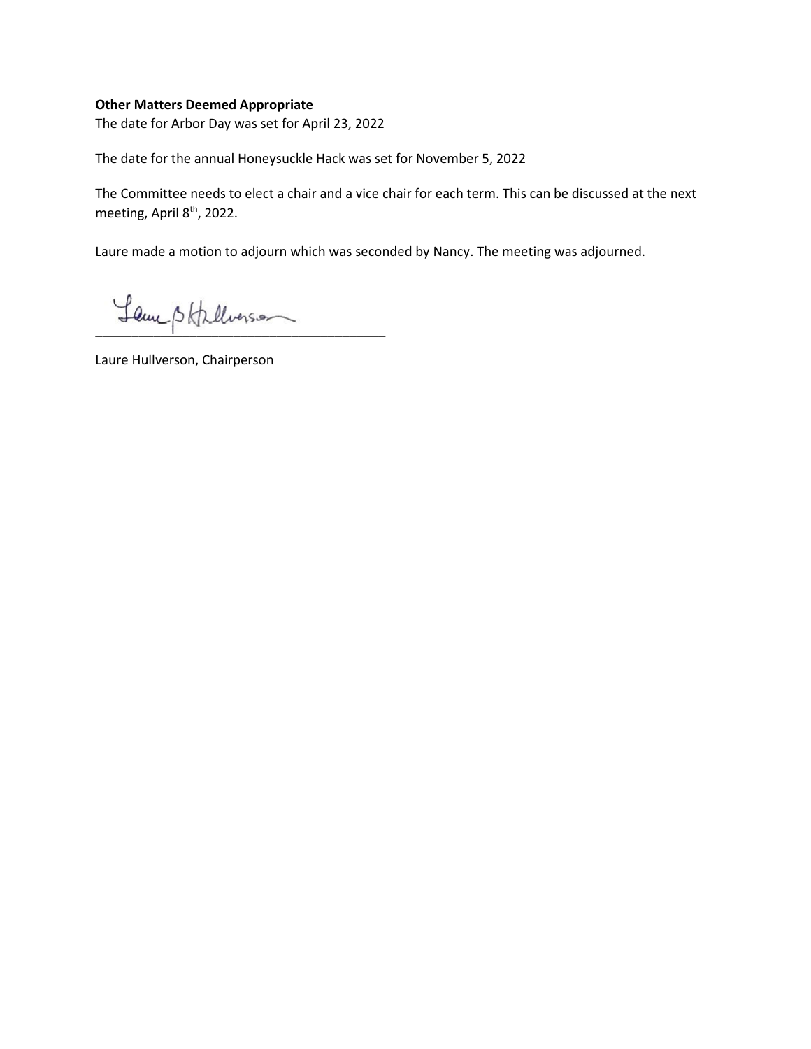**Other Matters Deemed Appropriate**

The date for Arbor Day was set for April 23, 2022

The date for the annual Honeysuckle Hack was set for November 5, 2022

The Committee needs to elect a chair and a vice chair for each term. This can be discussed at the next meeting, April 8th, 2022.

Laure made a motion to adjourn which was seconded by Nancy. The meeting was adjourned.

______________________________________

Laure Hullverson, Chairperson